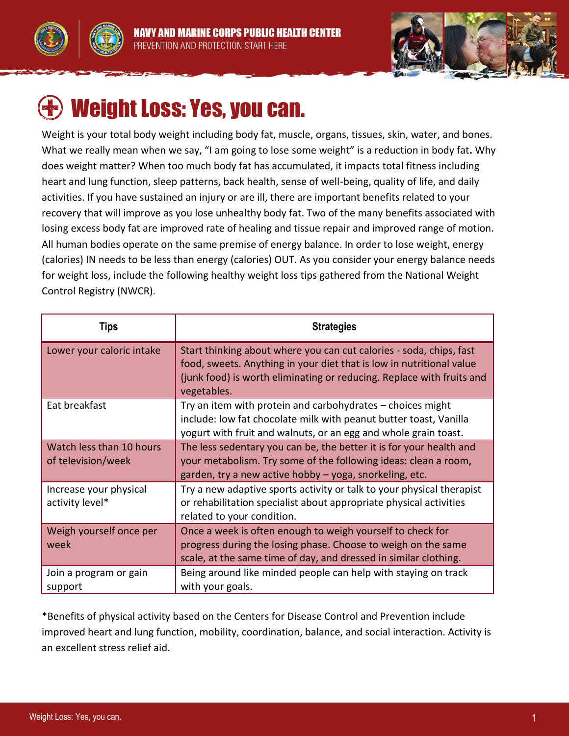# Weight Loss: Yes, you can.

Weight is your total body weight including body fat, muscle, organs, tissues, skin, water, and bones. What we really mean when we say, "I am going to lose some weight" is a reduction in body fat**.** Why does weight matter? When too much body fat has accumulated, it impacts total fitness including heart and lung function, sleep patterns, back health, sense of well-being, quality of life, and daily activities. If you have sustained an injury or are ill, there are important benefits related to your recovery that will improve as you lose unhealthy body fat. Two of the many benefits associated with losing excess body fat are improved rate of healing and tissue repair and improved range of motion. All human bodies operate on the same premise of energy balance. In order to lose weight, energy (calories) IN needs to be less than energy (calories) OUT. As you consider your energy balance needs for weight loss, include the following healthy weight loss tips gathered from the National Weight Control Registry (NWCR).

| Tips | Strategies |
|---|---|
| Lower your caloric intake | Start thinking about where you can cut calories - soda, chips, fast food, sweets. Anything in your diet that is low in nutritional value (junk food) is worth eliminating or reducing. Replace with fruits and vegetables. |
| Eat breakfast | Try an item with protein and carbohydrates – choices might include: low fat chocolate milk with peanut butter toast, Vanilla yogurt with fruit and walnuts, or an egg and whole grain toast. |
| Watch less than 10 hours of television/week | The less sedentary you can be, the better it is for your health and your metabolism. Try some of the following ideas: clean a room, garden, try a new active hobby – yoga, snorkeling, etc. |
| Increase your physical activity level* | Try a new adaptive sports activity or talk to your physical therapist or rehabilitation specialist about appropriate physical activities related to your condition. |
| Weigh yourself once per week | Once a week is often enough to weigh yourself to check for progress during the losing phase. Choose to weigh on the same scale, at the same time of day, and dressed in similar clothing. |
| Join a program or gain support | Being around like minded people can help with staying on track with your goals. |

*Benefits of physical activity based on the Centers for Disease Control and Prevention include improved heart and lung function, mobility, coordination, balance, and social interaction. Activity is an excellent stress relief aid.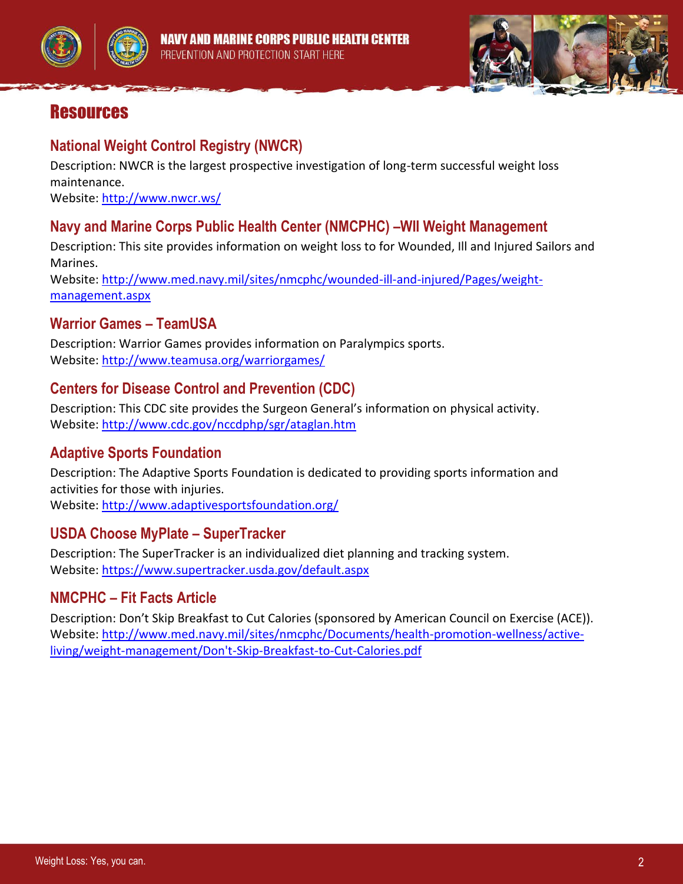# Resources

## National Weight Control Registry (NWCR)

Description: NWCR is the largest prospective investigation of long-term successful weight loss maintenance.
Website: [http://www.nwcr.ws/](http://www.nwcr.ws/)

## Navy and Marine Corps Public Health Center (NMCPHC) –WII Weight Management

Description: This site provides information on weight loss to for Wounded, Ill and Injured Sailors and Marines.
Website: [http://www.med.navy.mil/sites/nmcphc/wounded-ill-and-injured/Pages/weight-management.aspx](http://www.med.navy.mil/sites/nmcphc/wounded-ill-and-injured/Pages/weight-management.aspx)

## Warrior Games – TeamUSA

Description: Warrior Games provides information on Paralympics sports.
Website: [http://www.teamusa.org/warriorgames/](http://www.teamusa.org/warriorgames/)

## Centers for Disease Control and Prevention (CDC)

Description: This CDC site provides the Surgeon General's information on physical activity.
Website: [http://www.cdc.gov/nccdphp/sgr/ataglan.htm](http://www.cdc.gov/nccdphp/sgr/ataglan.htm)

## Adaptive Sports Foundation

Description: The Adaptive Sports Foundation is dedicated to providing sports information and activities for those with injuries.
Website: [http://www.adaptivesportsfoundation.org/](http://www.adaptivesportsfoundation.org/)

## USDA Choose MyPlate – SuperTracker

Description: The SuperTracker is an individualized diet planning and tracking system.
Website: [https://www.supertracker.usda.gov/default.aspx](https://www.supertracker.usda.gov/default.aspx)

## NMCPHC – Fit Facts Article

Description: Don't Skip Breakfast to Cut Calories (sponsored by American Council on Exercise (ACE)).
Website: [http://www.med.navy.mil/sites/nmcphc/Documents/health-promotion-wellness/active-living/weight-management/Don't-Skip-Breakfast-to-Cut-Calories.pdf](http://www.med.navy.mil/sites/nmcphc/Documents/health-promotion-wellness/active-living/weight-management/Don't-Skip-Breakfast-to-Cut-Calories.pdf)